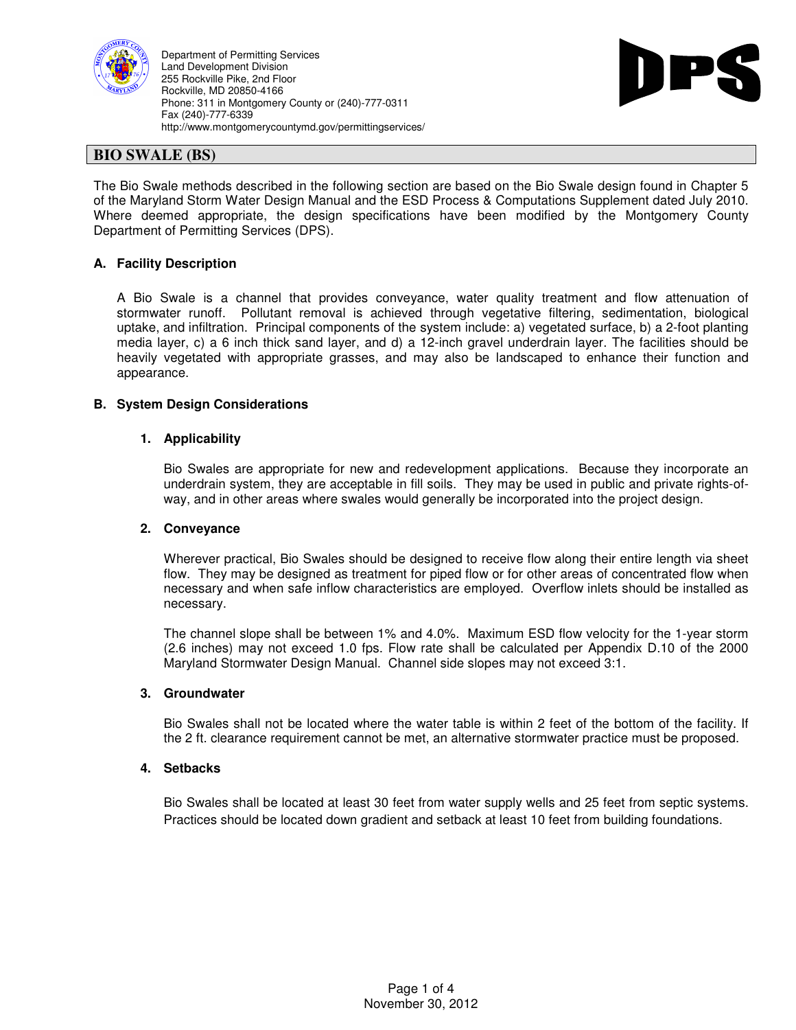Department of Permitting Services
Land Development Division
255 Rockville Pike, 2nd Floor
Rockville, MD 20850-4166
Phone: 311 in Montgomery County or (240)-777-0311
Fax (240)-777-6339
http://www.montgomerycountymd.gov/permittingservices/

DPS

# BIO SWALE (BS)

The Bio Swale methods described in the following section are based on the Bio Swale design found in Chapter 5 of the Maryland Storm Water Design Manual and the ESD Process & Computations Supplement dated July 2010. Where deemed appropriate, the design specifications have been modified by the Montgomery County Department of Permitting Services (DPS).

## A. Facility Description

A Bio Swale is a channel that provides conveyance, water quality treatment and flow attenuation of stormwater runoff. Pollutant removal is achieved through vegetative filtering, sedimentation, biological uptake, and infiltration. Principal components of the system include: a) vegetated surface, b) a 2-foot planting media layer, c) a 6 inch thick sand layer, and d) a 12-inch gravel underdrain layer. The facilities should be heavily vegetated with appropriate grasses, and may also be landscaped to enhance their function and appearance.

## B. System Design Considerations

### 1. Applicability

Bio Swales are appropriate for new and redevelopment applications. Because they incorporate an underdrain system, they are acceptable in fill soils. They may be used in public and private rights-of-way, and in other areas where swales would generally be incorporated into the project design.

### 2. Conveyance

Wherever practical, Bio Swales should be designed to receive flow along their entire length via sheet flow. They may be designed as treatment for piped flow or for other areas of concentrated flow when necessary and when safe inflow characteristics are employed. Overflow inlets should be installed as necessary.

The channel slope shall be between 1% and 4.0%. Maximum ESD flow velocity for the 1-year storm (2.6 inches) may not exceed 1.0 fps. Flow rate shall be calculated per Appendix D.10 of the 2000 Maryland Stormwater Design Manual. Channel side slopes may not exceed 3:1.

### 3. Groundwater

Bio Swales shall not be located where the water table is within 2 feet of the bottom of the facility. If the 2 ft. clearance requirement cannot be met, an alternative stormwater practice must be proposed.

### 4. Setbacks

Bio Swales shall be located at least 30 feet from water supply wells and 25 feet from septic systems. Practices should be located down gradient and setback at least 10 feet from building foundations.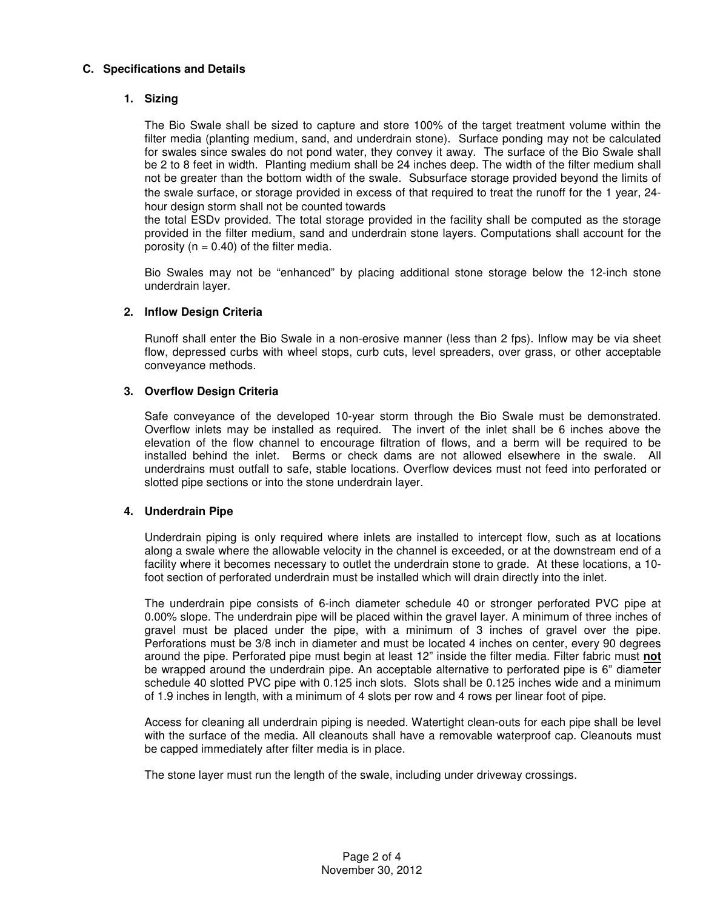## C. Specifications and Details

### 1. Sizing

The Bio Swale shall be sized to capture and store 100% of the target treatment volume within the filter media (planting medium, sand, and underdrain stone). Surface ponding may not be calculated for swales since swales do not pond water, they convey it away. The surface of the Bio Swale shall be 2 to 8 feet in width. Planting medium shall be 24 inches deep. The width of the filter medium shall not be greater than the bottom width of the swale. Subsurface storage provided beyond the limits of the swale surface, or storage provided in excess of that required to treat the runoff for the 1 year, 24-hour design storm shall not be counted towards the total ESDv provided. The total storage provided in the facility shall be computed as the storage provided in the filter medium, sand and underdrain stone layers. Computations shall account for the porosity ($n = 0.40$) of the filter media.

Bio Swales may not be "enhanced" by placing additional stone storage below the 12-inch stone underdrain layer.

### 2. Inflow Design Criteria

Runoff shall enter the Bio Swale in a non-erosive manner (less than 2 fps). Inflow may be via sheet flow, depressed curbs with wheel stops, curb cuts, level spreaders, over grass, or other acceptable conveyance methods.

### 3. Overflow Design Criteria

Safe conveyance of the developed 10-year storm through the Bio Swale must be demonstrated. Overflow inlets may be installed as required. The invert of the inlet shall be 6 inches above the elevation of the flow channel to encourage filtration of flows, and a berm will be required to be installed behind the inlet. Berms or check dams are not allowed elsewhere in the swale. All underdrains must outfall to safe, stable locations. Overflow devices must not feed into perforated or slotted pipe sections or into the stone underdrain layer.

### 4. Underdrain Pipe

Underdrain piping is only required where inlets are installed to intercept flow, such as at locations along a swale where the allowable velocity in the channel is exceeded, or at the downstream end of a facility where it becomes necessary to outlet the underdrain stone to grade. At these locations, a 10-foot section of perforated underdrain must be installed which will drain directly into the inlet.

The underdrain pipe consists of 6-inch diameter schedule 40 or stronger perforated PVC pipe at 0.00% slope. The underdrain pipe will be placed within the gravel layer. A minimum of three inches of gravel must be placed under the pipe, with a minimum of 3 inches of gravel over the pipe. Perforations must be 3/8 inch in diameter and must be located 4 inches on center, every 90 degrees around the pipe. Perforated pipe must begin at least 12" inside the filter media. Filter fabric must **not** be wrapped around the underdrain pipe. An acceptable alternative to perforated pipe is 6" diameter schedule 40 slotted PVC pipe with 0.125 inch slots. Slots shall be 0.125 inches wide and a minimum of 1.9 inches in length, with a minimum of 4 slots per row and 4 rows per linear foot of pipe.

Access for cleaning all underdrain piping is needed. Watertight clean-outs for each pipe shall be level with the surface of the media. All cleanouts shall have a removable waterproof cap. Cleanouts must be capped immediately after filter media is in place.

The stone layer must run the length of the swale, including under driveway crossings.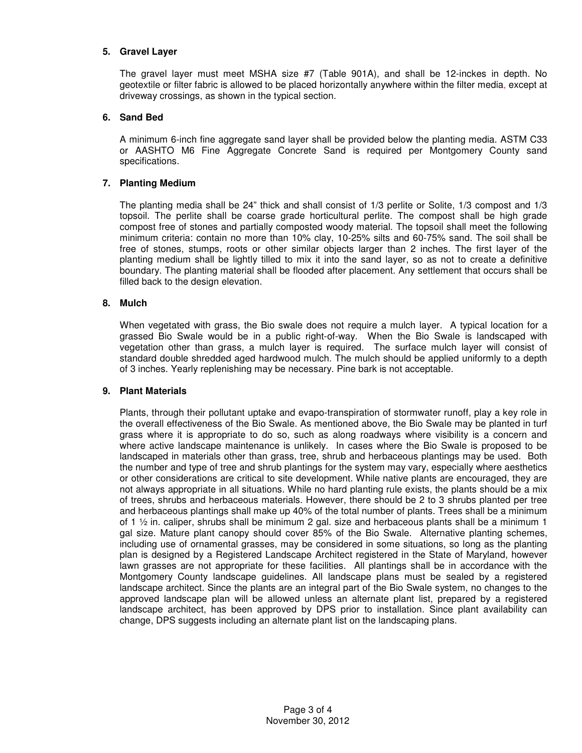**5. Gravel Layer**

The gravel layer must meet MSHA size #7 (Table 901A), and shall be 12-inckes in depth. No geotextile or filter fabric is allowed to be placed horizontally anywhere within the filter media, except at driveway crossings, as shown in the typical section.

**6. Sand Bed**

A minimum 6-inch fine aggregate sand layer shall be provided below the planting media. ASTM C33 or AASHTO M6 Fine Aggregate Concrete Sand is required per Montgomery County sand specifications.

**7. Planting Medium**

The planting media shall be 24" thick and shall consist of 1/3 perlite or Solite, 1/3 compost and 1/3 topsoil. The perlite shall be coarse grade horticultural perlite. The compost shall be high grade compost free of stones and partially composted woody material. The topsoil shall meet the following minimum criteria: contain no more than 10% clay, 10-25% silts and 60-75% sand. The soil shall be free of stones, stumps, roots or other similar objects larger than 2 inches. The first layer of the planting medium shall be lightly tilled to mix it into the sand layer, so as not to create a definitive boundary. The planting material shall be flooded after placement. Any settlement that occurs shall be filled back to the design elevation.

**8. Mulch**

When vegetated with grass, the Bio swale does not require a mulch layer. A typical location for a grassed Bio Swale would be in a public right-of-way. When the Bio Swale is landscaped with vegetation other than grass, a mulch layer is required. The surface mulch layer will consist of standard double shredded aged hardwood mulch. The mulch should be applied uniformly to a depth of 3 inches. Yearly replenishing may be necessary. Pine bark is not acceptable.

**9. Plant Materials**

Plants, through their pollutant uptake and evapo-transpiration of stormwater runoff, play a key role in the overall effectiveness of the Bio Swale. As mentioned above, the Bio Swale may be planted in turf grass where it is appropriate to do so, such as along roadways where visibility is a concern and where active landscape maintenance is unlikely. In cases where the Bio Swale is proposed to be landscaped in materials other than grass, tree, shrub and herbaceous plantings may be used. Both the number and type of tree and shrub plantings for the system may vary, especially where aesthetics or other considerations are critical to site development. While native plants are encouraged, they are not always appropriate in all situations. While no hard planting rule exists, the plants should be a mix of trees, shrubs and herbaceous materials. However, there should be 2 to 3 shrubs planted per tree and herbaceous plantings shall make up 40% of the total number of plants. Trees shall be a minimum of 1 ½ in. caliper, shrubs shall be minimum 2 gal. size and herbaceous plants shall be a minimum 1 gal size. Mature plant canopy should cover 85% of the Bio Swale. Alternative planting schemes, including use of ornamental grasses, may be considered in some situations, so long as the planting plan is designed by a Registered Landscape Architect registered in the State of Maryland, however lawn grasses are not appropriate for these facilities. All plantings shall be in accordance with the Montgomery County landscape guidelines. All landscape plans must be sealed by a registered landscape architect. Since the plants are an integral part of the Bio Swale system, no changes to the approved landscape plan will be allowed unless an alternate plant list, prepared by a registered landscape architect, has been approved by DPS prior to installation. Since plant availability can change, DPS suggests including an alternate plant list on the landscaping plans.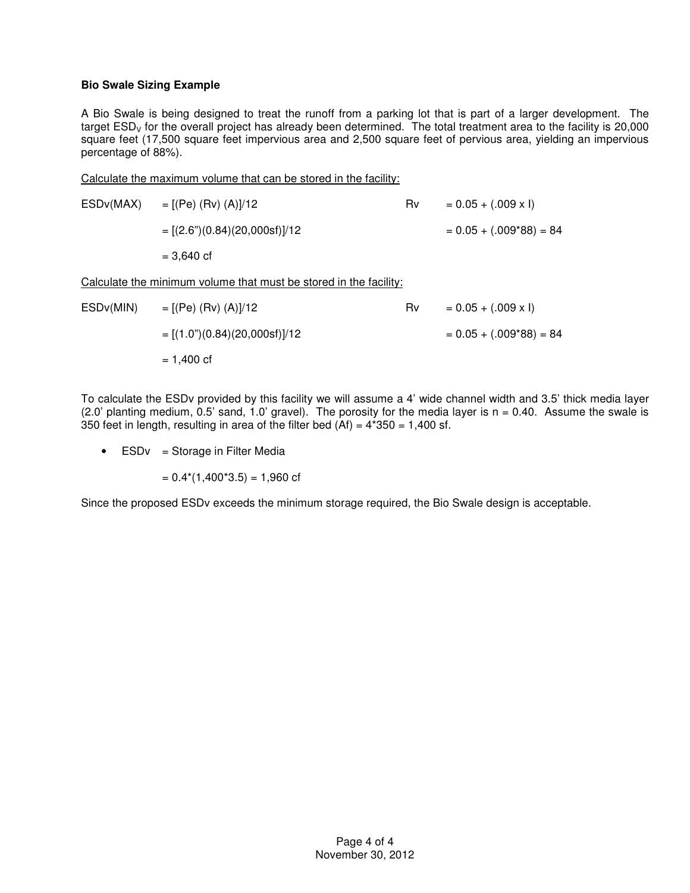**Bio Swale Sizing Example**

A Bio Swale is being designed to treat the runoff from a parking lot that is part of a larger development. The target $ESD_V$ for the overall project has already been determined. The total treatment area to the facility is 20,000 square feet (17,500 square feet impervious area and 2,500 square feet of pervious area, yielding an impervious percentage of 88%).

Calculate the maximum volume that can be stored in the facility:

| | | | |
|---|---|---|---|
| ESDv(MAX) | = [(Pe) (Rv) (A)]/12 | Rv | = 0.05 + (.009 x I) |
| | = [(2.6")(0.84)(20,000sf)]/12 | | = 0.05 + (.009*88) = 84 |
| | = 3,640 cf | | |

Calculate the minimum volume that must be stored in the facility:

| | | | |
|---|---|---|---|
| ESDv(MIN) | = [(Pe) (Rv) (A)]/12 | Rv | = 0.05 + (.009 x I) |
| | = [(1.0")(0.84)(20,000sf)]/12 | | = 0.05 + (.009*88) = 84 |
| | = 1,400 cf | | |

To calculate the ESDv provided by this facility we will assume a 4' wide channel width and 3.5' thick media layer (2.0' planting medium, 0.5' sand, 1.0' gravel). The porosity for the media layer is n = 0.40. Assume the swale is 350 feet in length, resulting in area of the filter bed (Af) = 4*350 = 1,400 sf.

- ESDv = Storage in Filter Media

  = 0.4*(1,400*3.5) = 1,960 cf

Since the proposed ESDv exceeds the minimum storage required, the Bio Swale design is acceptable.